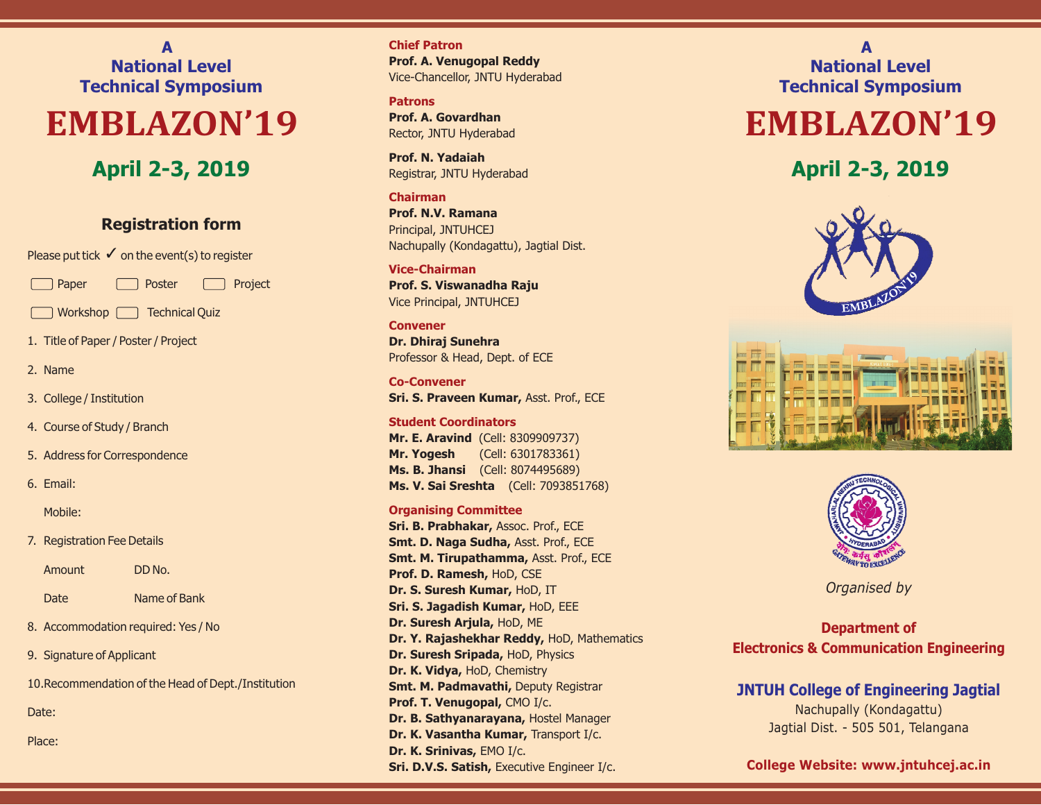A

National Level

Technical Symposium

# EMBLAZON'19

## April 2-3, 2019

### Registration form

Please put tick ✓ on the event(s) to register

- [ ] Paper
- [ ] Poster
- [ ] Project
- [ ] Workshop
- [ ] Technical Quiz

1. Title of Paper / Poster / Project
2. Name
3. College / Institution
4. Course of Study / Branch
5. Address for Correspondence
6. Email:

   Mobile:
7. Registration Fee Details

   Amount DD No.

   Date Name of Bank
8. Accommodation required: Yes / No
9. Signature of Applicant
10. Recommendation of the Head of Dept./Institution

Date:

Place:

**Chief Patron**

**Prof. A. Venugopal Reddy**
Vice-Chancellor, JNTU Hyderabad

**Patrons**

**Prof. A. Govardhan**
Rector, JNTU Hyderabad

**Prof. N. Yadaiah**
Registrar, JNTU Hyderabad

**Chairman**

**Prof. N.V. Ramana**
Principal, JNTUHCEJ
Nachupally (Kondagattu), Jagtial Dist.

**Vice-Chairman**

**Prof. S. Viswanadha Raju**
Vice Principal, JNTUHCEJ

**Convener**

**Dr. Dhiraj Sunehra**
Professor & Head, Dept. of ECE

**Co-Convener**

**Sri. S. Praveen Kumar,** Asst. Prof., ECE

**Student Coordinators**

**Mr. E. Aravind** (Cell: 8309909737)
**Mr. Yogesh** (Cell: 6301783361)
**Ms. B. Jhansi** (Cell: 8074495689)
**Ms. V. Sai Sreshta** (Cell: 7093851768)

**Organising Committee**

**Sri. B. Prabhakar,** Assoc. Prof., ECE
**Smt. D. Naga Sudha,** Asst. Prof., ECE
**Smt. M. Tirupathamma,** Asst. Prof., ECE
**Prof. D. Ramesh,** HoD, CSE
**Dr. S. Suresh Kumar,** HoD, IT
**Sri. S. Jagadish Kumar,** HoD, EEE
**Dr. Suresh Arjula,** HoD, ME
**Dr. Y. Rajashekhar Reddy,** HoD, Mathematics
**Dr. Suresh Sripada,** HoD, Physics
**Dr. K. Vidya,** HoD, Chemistry
**Smt. M. Padmavathi,** Deputy Registrar
**Prof. T. Venugopal,** CMO I/c.
**Dr. B. Sathyanarayana,** Hostel Manager
**Dr. K. Vasantha Kumar,** Transport I/c.
**Dr. K. Srinivas,** EMO I/c.
**Sri. D.V.S. Satish,** Executive Engineer I/c.

A

National Level

Technical Symposium

# EMBLAZON'19

## April 2-3, 2019

*Organised by*

**Department of Electronics & Communication Engineering**

**JNTUH College of Engineering Jagtial**
Nachupally (Kondagattu)
Jagtial Dist. - 505 501, Telangana

**College Website: www.jntuhcej.ac.in**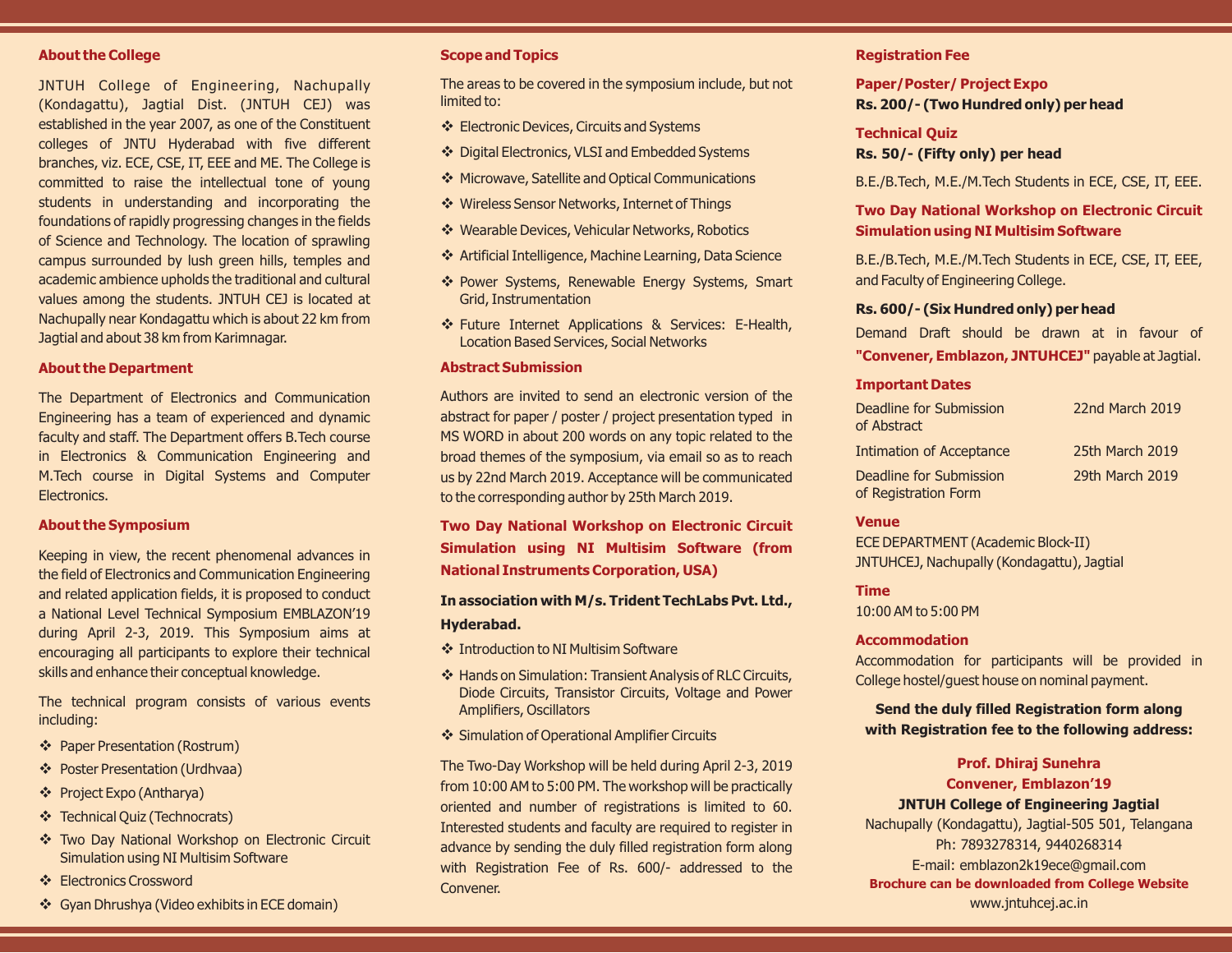## About the College

JNTUH College of Engineering, Nachupally (Kondagattu), Jagtial Dist. (JNTUH CEJ) was established in the year 2007, as one of the Constituent colleges of JNTU Hyderabad with five different branches, viz. ECE, CSE, IT, EEE and ME. The College is committed to raise the intellectual tone of young students in understanding and incorporating the foundations of rapidly progressing changes in the fields of Science and Technology. The location of sprawling campus surrounded by lush green hills, temples and academic ambience upholds the traditional and cultural values among the students. JNTUH CEJ is located at Nachupally near Kondagattu which is about 22 km from Jagtial and about 38 km from Karimnagar.

## About the Department

The Department of Electronics and Communication Engineering has a team of experienced and dynamic faculty and staff. The Department offers B.Tech course in Electronics & Communication Engineering and M.Tech course in Digital Systems and Computer Electronics.

## About the Symposium

Keeping in view, the recent phenomenal advances in the field of Electronics and Communication Engineering and related application fields, it is proposed to conduct a National Level Technical Symposium EMBLAZON'19 during April 2-3, 2019. This Symposium aims at encouraging all participants to explore their technical skills and enhance their conceptual knowledge.

The technical program consists of various events including:

- Paper Presentation (Rostrum)
- Poster Presentation (Urdhvaa)
- Project Expo (Antharya)
- Technical Quiz (Technocrats)
- Two Day National Workshop on Electronic Circuit Simulation using NI Multisim Software
- Electronics Crossword
- Gyan Dhrushya (Video exhibits in ECE domain)

## Scope and Topics

The areas to be covered in the symposium include, but not limited to:

- Electronic Devices, Circuits and Systems
- Digital Electronics, VLSI and Embedded Systems
- Microwave, Satellite and Optical Communications
- Wireless Sensor Networks, Internet of Things
- Wearable Devices, Vehicular Networks, Robotics
- Artificial Intelligence, Machine Learning, Data Science
- Power Systems, Renewable Energy Systems, Smart Grid, Instrumentation
- Future Internet Applications & Services: E-Health, Location Based Services, Social Networks

## Abstract Submission

Authors are invited to send an electronic version of the abstract for paper / poster / project presentation typed in MS WORD in about 200 words on any topic related to the broad themes of the symposium, via email so as to reach us by 22nd March 2019. Acceptance will be communicated to the corresponding author by 25th March 2019.

## Two Day National Workshop on Electronic Circuit Simulation using NI Multisim Software (from National Instruments Corporation, USA)

**In association with M/s. Trident TechLabs Pvt. Ltd., Hyderabad.**

- Introduction to NI Multisim Software
- Hands on Simulation: Transient Analysis of RLC Circuits, Diode Circuits, Transistor Circuits, Voltage and Power Amplifiers, Oscillators
- Simulation of Operational Amplifier Circuits

The Two-Day Workshop will be held during April 2-3, 2019 from 10:00 AM to 5:00 PM. The workshop will be practically oriented and number of registrations is limited to 60. Interested students and faculty are required to register in advance by sending the duly filled registration form along with Registration Fee of Rs. 600/- addressed to the Convener.

## Registration Fee

### Paper/Poster/ Project Expo

**Rs. 200/- (Two Hundred only) per head**

### Technical Quiz

**Rs. 50/- (Fifty only) per head**

B.E./B.Tech, M.E./M.Tech Students in ECE, CSE, IT, EEE.

### Two Day National Workshop on Electronic Circuit Simulation using NI Multisim Software

B.E./B.Tech, M.E./M.Tech Students in ECE, CSE, IT, EEE, and Faculty of Engineering College.

**Rs. 600/- (Six Hundred only) per head**

Demand Draft should be drawn at in favour of **"Convener, Emblazon, JNTUHCEJ"** payable at Jagtial.

## Important Dates

| | |
|---|---|
| Deadline for Submission of Abstract | 22nd March 2019 |
| Intimation of Acceptance | 25th March 2019 |
| Deadline for Submission of Registration Form | 29th March 2019 |

## Venue

ECE DEPARTMENT (Academic Block-II)
JNTUHCEJ, Nachupally (Kondagattu), Jagtial

## Time

10:00 AM to 5:00 PM

## Accommodation

Accommodation for participants will be provided in College hostel/guest house on nominal payment.

**Send the duly filled Registration form along with Registration fee to the following address:**

**Prof. Dhiraj Sunehra**
**Convener, Emblazon'19**
**JNTUH College of Engineering Jagtial**
Nachupally (Kondagattu), Jagtial-505 501, Telangana
Ph: 7893278314, 9440268314
E-mail: emblazon2k19ece@gmail.com
**Brochure can be downloaded from College Website**
www.jntuhcej.ac.in